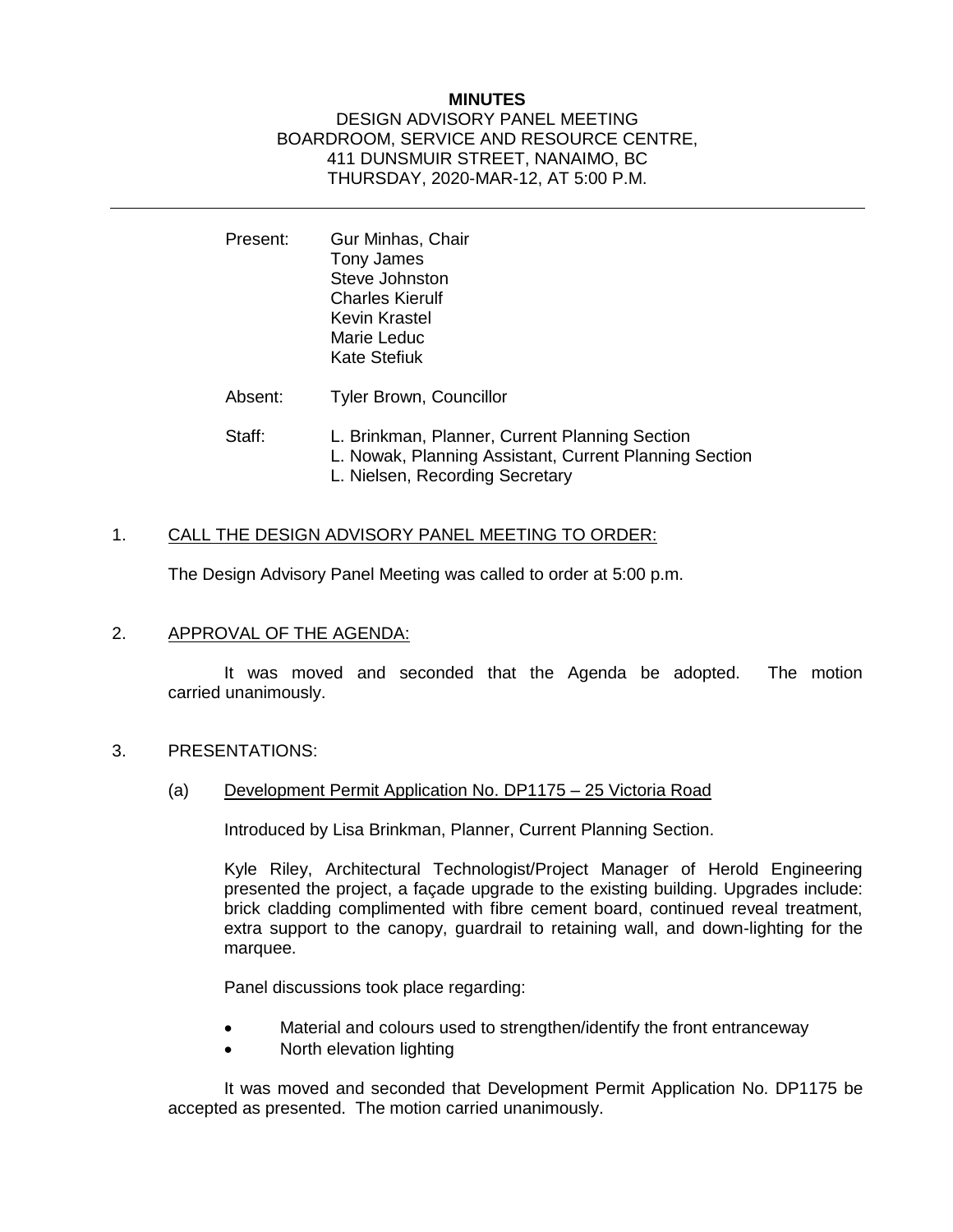**MINUTES**

DESIGN ADVISORY PANEL MEETING
BOARDROOM, SERVICE AND RESOURCE CENTRE,
411 DUNSMUIR STREET, NANAIMO, BC
THURSDAY, 2020-MAR-12, AT 5:00 P.M.

---

Present: Gur Minhas, Chair
Tony James
Steve Johnston
Charles Kierulf
Kevin Krastel
Marie Leduc
Kate Stefiuk

Absent: Tyler Brown, Councillor

Staff: L. Brinkman, Planner, Current Planning Section
L. Nowak, Planning Assistant, Current Planning Section
L. Nielsen, Recording Secretary

1. CALL THE DESIGN ADVISORY PANEL MEETING TO ORDER:

The Design Advisory Panel Meeting was called to order at 5:00 p.m.

2. APPROVAL OF THE AGENDA:

It was moved and seconded that the Agenda be adopted. The motion carried unanimously.

3. PRESENTATIONS:

(a) Development Permit Application No. DP1175 – 25 Victoria Road

Introduced by Lisa Brinkman, Planner, Current Planning Section.

Kyle Riley, Architectural Technologist/Project Manager of Herold Engineering presented the project, a façade upgrade to the existing building. Upgrades include: brick cladding complimented with fibre cement board, continued reveal treatment, extra support to the canopy, guardrail to retaining wall, and down-lighting for the marquee.

Panel discussions took place regarding:

- Material and colours used to strengthen/identify the front entranceway
- North elevation lighting

It was moved and seconded that Development Permit Application No. DP1175 be accepted as presented. The motion carried unanimously.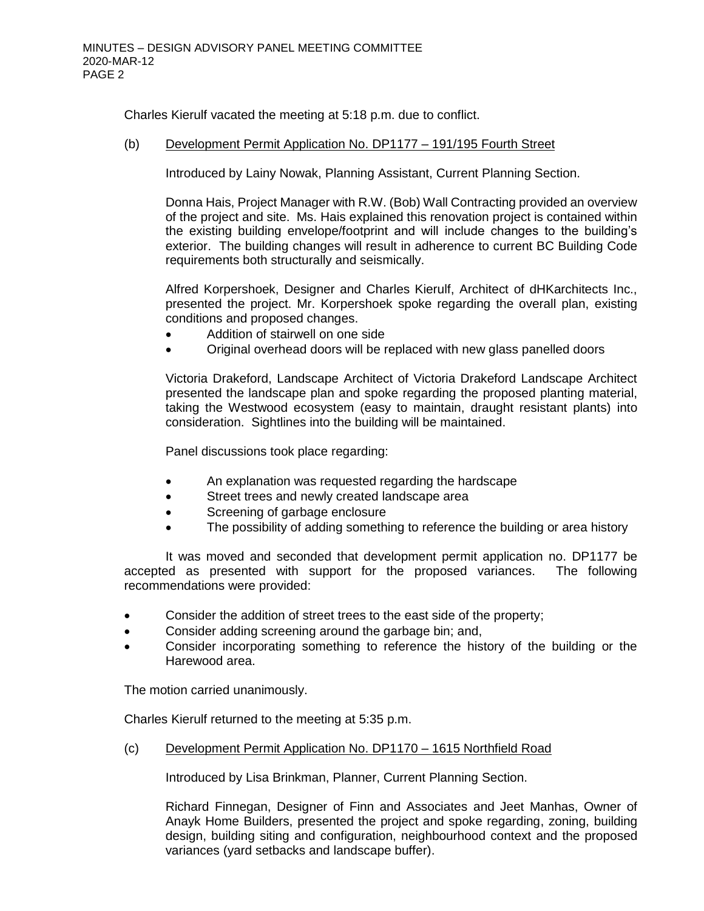Charles Kierulf vacated the meeting at 5:18 p.m. due to conflict.

(b) Development Permit Application No. DP1177 – 191/195 Fourth Street

Introduced by Lainy Nowak, Planning Assistant, Current Planning Section.

Donna Hais, Project Manager with R.W. (Bob) Wall Contracting provided an overview of the project and site. Ms. Hais explained this renovation project is contained within the existing building envelope/footprint and will include changes to the building's exterior. The building changes will result in adherence to current BC Building Code requirements both structurally and seismically.

Alfred Korpershoek, Designer and Charles Kierulf, Architect of dHKarchitects Inc., presented the project. Mr. Korpershoek spoke regarding the overall plan, existing conditions and proposed changes.

- Addition of stairwell on one side
- Original overhead doors will be replaced with new glass panelled doors

Victoria Drakeford, Landscape Architect of Victoria Drakeford Landscape Architect presented the landscape plan and spoke regarding the proposed planting material, taking the Westwood ecosystem (easy to maintain, draught resistant plants) into consideration. Sightlines into the building will be maintained.

Panel discussions took place regarding:

- An explanation was requested regarding the hardscape
- Street trees and newly created landscape area
- Screening of garbage enclosure
- The possibility of adding something to reference the building or area history

It was moved and seconded that development permit application no. DP1177 be accepted as presented with support for the proposed variances. The following recommendations were provided:

- Consider the addition of street trees to the east side of the property;
- Consider adding screening around the garbage bin; and,
- Consider incorporating something to reference the history of the building or the Harewood area.

The motion carried unanimously.

Charles Kierulf returned to the meeting at 5:35 p.m.

(c) Development Permit Application No. DP1170 – 1615 Northfield Road

Introduced by Lisa Brinkman, Planner, Current Planning Section.

Richard Finnegan, Designer of Finn and Associates and Jeet Manhas, Owner of Anayk Home Builders, presented the project and spoke regarding, zoning, building design, building siting and configuration, neighbourhood context and the proposed variances (yard setbacks and landscape buffer).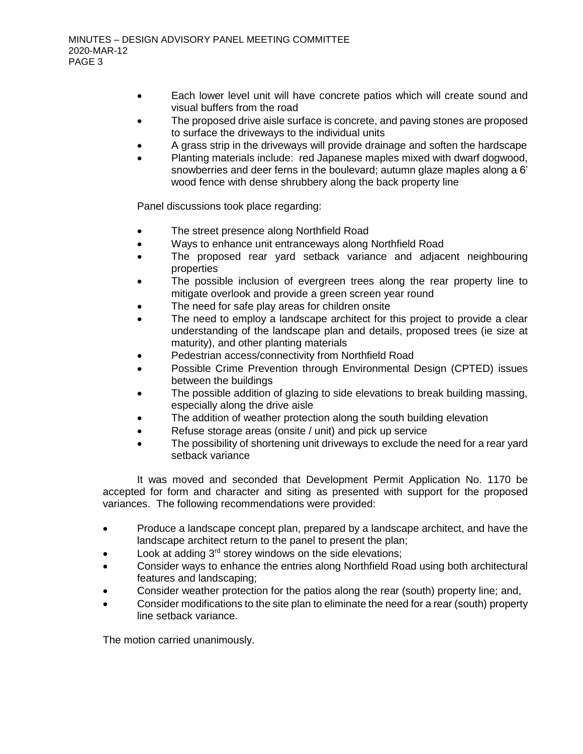- Each lower level unit will have concrete patios which will create sound and visual buffers from the road
- The proposed drive aisle surface is concrete, and paving stones are proposed to surface the driveways to the individual units
- A grass strip in the driveways will provide drainage and soften the hardscape
- Planting materials include: red Japanese maples mixed with dwarf dogwood, snowberries and deer ferns in the boulevard; autumn glaze maples along a 6' wood fence with dense shrubbery along the back property line

Panel discussions took place regarding:

- The street presence along Northfield Road
- Ways to enhance unit entranceways along Northfield Road
- The proposed rear yard setback variance and adjacent neighbouring properties
- The possible inclusion of evergreen trees along the rear property line to mitigate overlook and provide a green screen year round
- The need for safe play areas for children onsite
- The need to employ a landscape architect for this project to provide a clear understanding of the landscape plan and details, proposed trees (ie size at maturity), and other planting materials
- Pedestrian access/connectivity from Northfield Road
- Possible Crime Prevention through Environmental Design (CPTED) issues between the buildings
- The possible addition of glazing to side elevations to break building massing, especially along the drive aisle
- The addition of weather protection along the south building elevation
- Refuse storage areas (onsite / unit) and pick up service
- The possibility of shortening unit driveways to exclude the need for a rear yard setback variance

It was moved and seconded that Development Permit Application No. 1170 be accepted for form and character and siting as presented with support for the proposed variances. The following recommendations were provided:

- Produce a landscape concept plan, prepared by a landscape architect, and have the landscape architect return to the panel to present the plan;
- Look at adding 3rd storey windows on the side elevations;
- Consider ways to enhance the entries along Northfield Road using both architectural features and landscaping;
- Consider weather protection for the patios along the rear (south) property line; and,
- Consider modifications to the site plan to eliminate the need for a rear (south) property line setback variance.

The motion carried unanimously.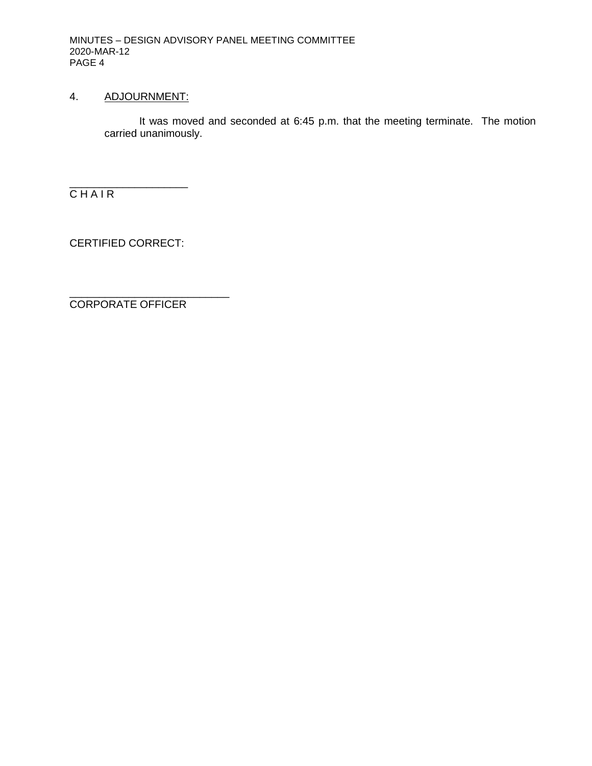## 4. ADJOURNMENT:

It was moved and seconded at 6:45 p.m. that the meeting terminate. The motion carried unanimously.

____________________
C H A I R

CERTIFIED CORRECT:

___________________________
CORPORATE OFFICER